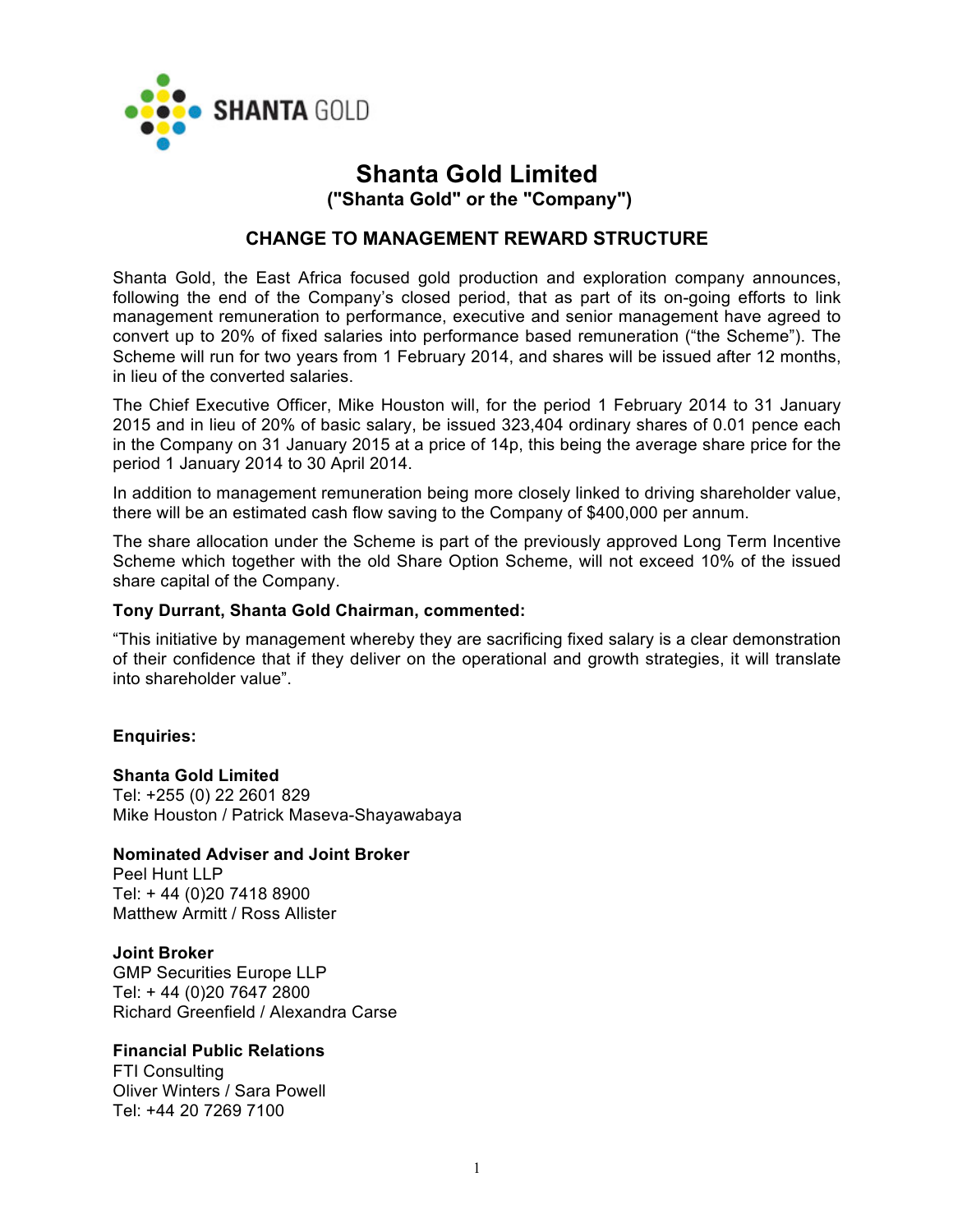# Shanta Gold Limited

**("Shanta Gold" or the "Company")**

## CHANGE TO MANAGEMENT REWARD STRUCTURE

Shanta Gold, the East Africa focused gold production and exploration company announces, following the end of the Company's closed period, that as part of its on-going efforts to link management remuneration to performance, executive and senior management have agreed to convert up to 20% of fixed salaries into performance based remuneration ("the Scheme"). The Scheme will run for two years from 1 February 2014, and shares will be issued after 12 months, in lieu of the converted salaries.

The Chief Executive Officer, Mike Houston will, for the period 1 February 2014 to 31 January 2015 and in lieu of 20% of basic salary, be issued 323,404 ordinary shares of 0.01 pence each in the Company on 31 January 2015 at a price of 14p, this being the average share price for the period 1 January 2014 to 30 April 2014.

In addition to management remuneration being more closely linked to driving shareholder value, there will be an estimated cash flow saving to the Company of $400,000 per annum.

The share allocation under the Scheme is part of the previously approved Long Term Incentive Scheme which together with the old Share Option Scheme, will not exceed 10% of the issued share capital of the Company.

**Tony Durrant, Shanta Gold Chairman, commented:**

"This initiative by management whereby they are sacrificing fixed salary is a clear demonstration of their confidence that if they deliver on the operational and growth strategies, it will translate into shareholder value".

**Enquiries:**

**Shanta Gold Limited**
Tel: +255 (0) 22 2601 829
Mike Houston / Patrick Maseva-Shayawabaya

**Nominated Adviser and Joint Broker**
Peel Hunt LLP
Tel: + 44 (0)20 7418 8900
Matthew Armitt / Ross Allister

**Joint Broker**
GMP Securities Europe LLP
Tel: + 44 (0)20 7647 2800
Richard Greenfield / Alexandra Carse

**Financial Public Relations**
FTI Consulting
Oliver Winters / Sara Powell
Tel: +44 20 7269 7100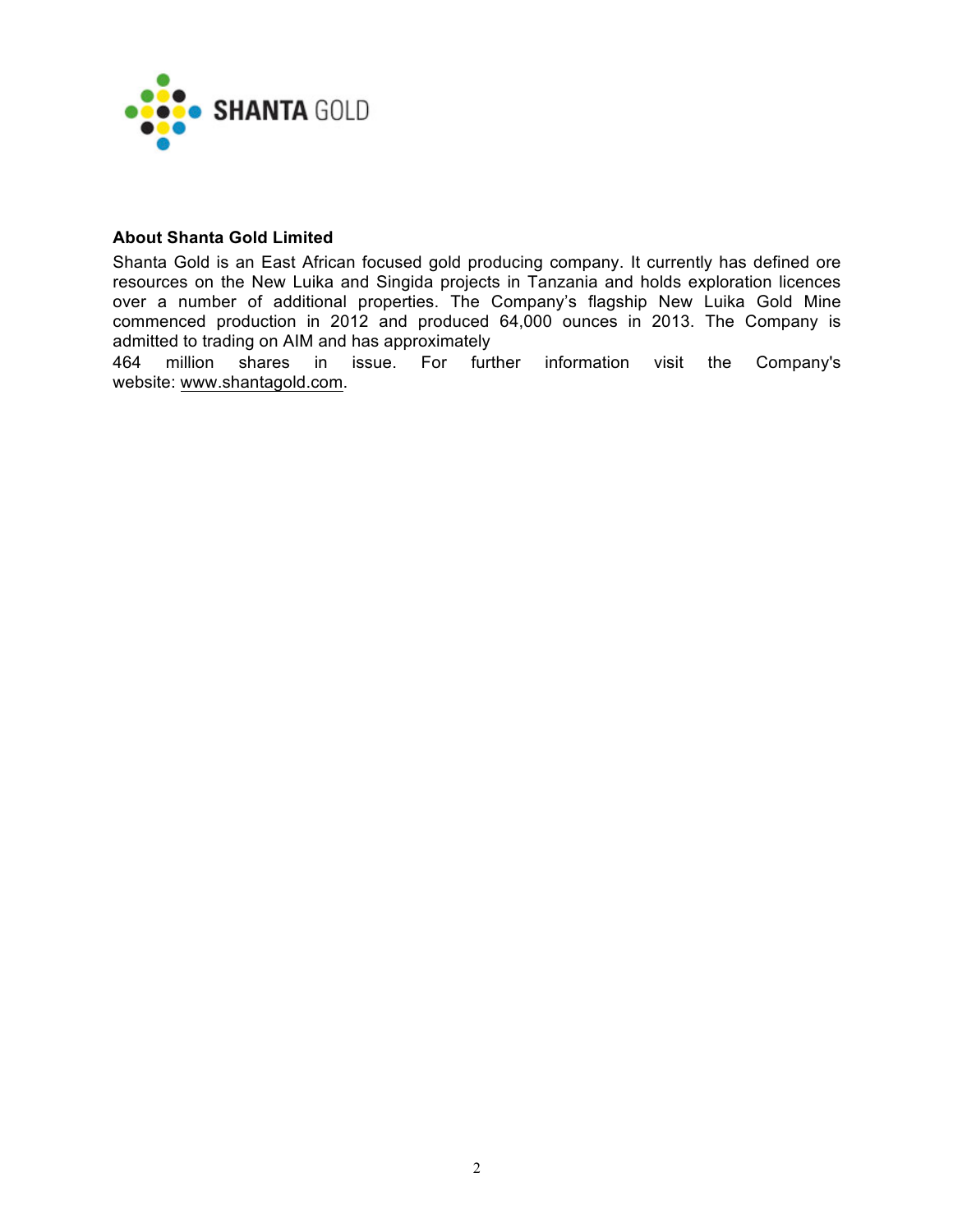**About Shanta Gold Limited**

Shanta Gold is an East African focused gold producing company. It currently has defined ore resources on the New Luika and Singida projects in Tanzania and holds exploration licences over a number of additional properties. The Company's flagship New Luika Gold Mine commenced production in 2012 and produced 64,000 ounces in 2013. The Company is admitted to trading on AIM and has approximately 464 million shares in issue. For further information visit the Company's website: www.shantagold.com.